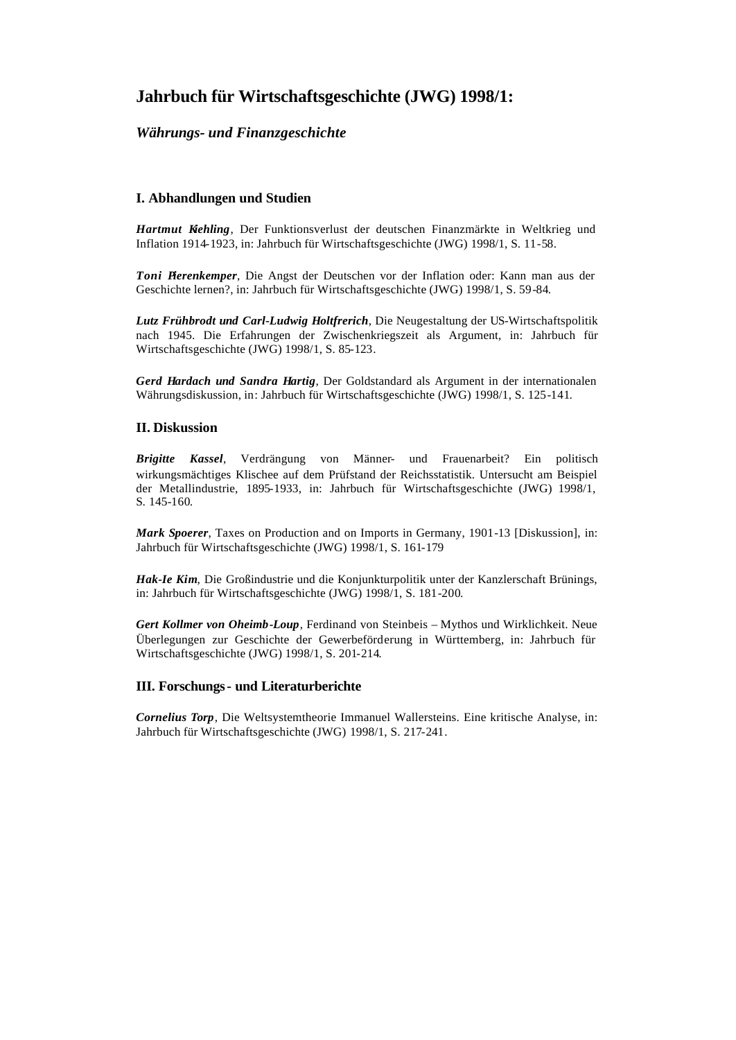# Jahrbuch für Wirtschaftsgeschichte (JWG) 1998/1:

## *Währungs- und Finanzgeschichte*

### I. Abhandlungen und Studien

***Hartmut Kiehling***, Der Funktionsverlust der deutschen Finanzmärkte in Weltkrieg und Inflation 1914-1923, in: Jahrbuch für Wirtschaftsgeschichte (JWG) 1998/1, S. 11-58.

***Toni Pierenkemper***, Die Angst der Deutschen vor der Inflation oder: Kann man aus der Geschichte lernen?, in: Jahrbuch für Wirtschaftsgeschichte (JWG) 1998/1, S. 59-84.

***Lutz Frühbrodt und Carl-Ludwig Holtfrerich***, Die Neugestaltung der US-Wirtschaftspolitik nach 1945. Die Erfahrungen der Zwischenkriegszeit als Argument, in: Jahrbuch für Wirtschaftsgeschichte (JWG) 1998/1, S. 85-123.

***Gerd Hardach und Sandra Hartig***, Der Goldstandard als Argument in der internationalen Währungsdiskussion, in: Jahrbuch für Wirtschaftsgeschichte (JWG) 1998/1, S. 125-141.

### II. Diskussion

***Brigitte Kassel***, Verdrängung von Männer- und Frauenarbeit? Ein politisch wirkungsmächtiges Klischee auf dem Prüfstand der Reichsstatistik. Untersucht am Beispiel der Metallindustrie, 1895-1933, in: Jahrbuch für Wirtschaftsgeschichte (JWG) 1998/1, S. 145-160.

***Mark Spoerer***, Taxes on Production and on Imports in Germany, 1901-13 [Diskussion], in: Jahrbuch für Wirtschaftsgeschichte (JWG) 1998/1, S. 161-179

***Hak-Ie Kim***, Die Großindustrie und die Konjunkturpolitik unter der Kanzlerschaft Brünings, in: Jahrbuch für Wirtschaftsgeschichte (JWG) 1998/1, S. 181-200.

***Gert Kollmer von Oheimb-Loup***, Ferdinand von Steinbeis – Mythos und Wirklichkeit. Neue Überlegungen zur Geschichte der Gewerbeförderung in Württemberg, in: Jahrbuch für Wirtschaftsgeschichte (JWG) 1998/1, S. 201-214.

### III. Forschungs- und Literaturberichte

***Cornelius Torp***, Die Weltsystemtheorie Immanuel Wallersteins. Eine kritische Analyse, in: Jahrbuch für Wirtschaftsgeschichte (JWG) 1998/1, S. 217-241.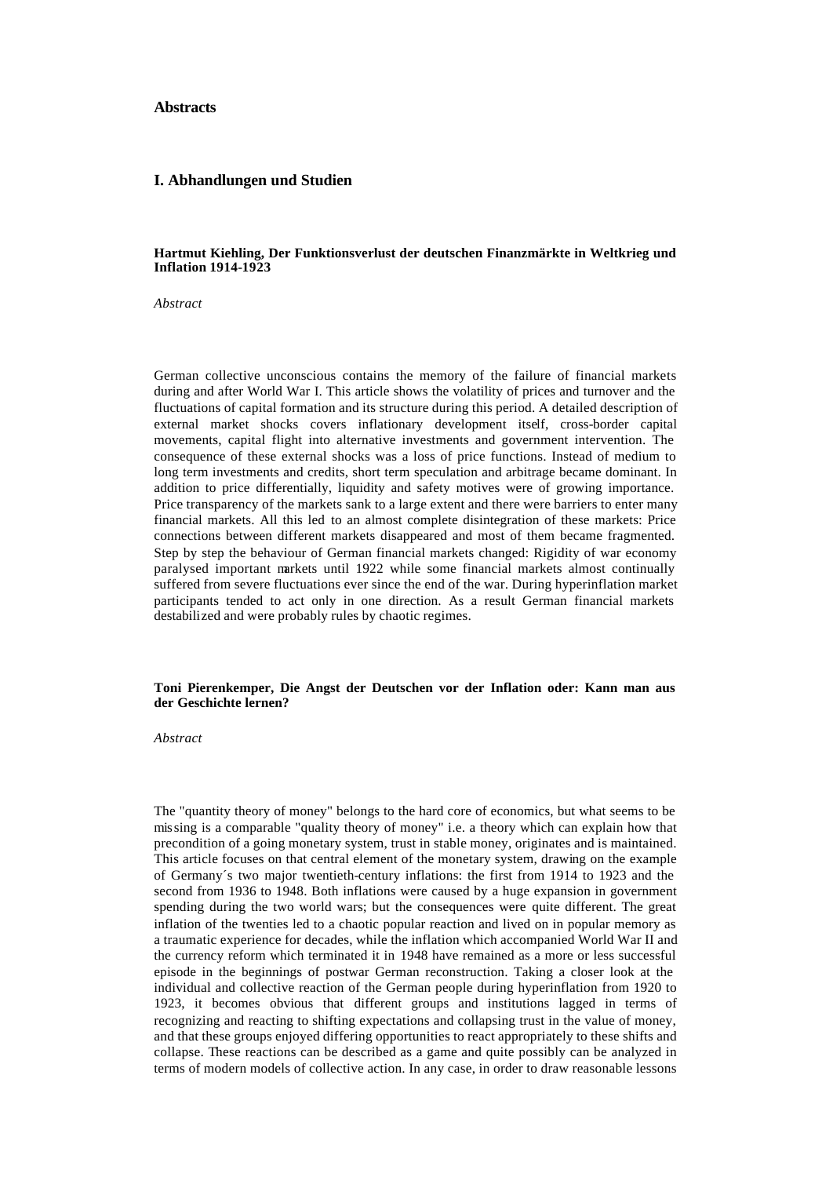**Abstracts**

## I. Abhandlungen und Studien

### Hartmut Kiehling, Der Funktionsverlust der deutschen Finanzmärkte in Weltkrieg und Inflation 1914-1923

*Abstract*

German collective unconscious contains the memory of the failure of financial markets during and after World War I. This article shows the volatility of prices and turnover and the fluctuations of capital formation and its structure during this period. A detailed description of external market shocks covers inflationary development itself, cross-border capital movements, capital flight into alternative investments and government intervention. The consequence of these external shocks was a loss of price functions. Instead of medium to long term investments and credits, short term speculation and arbitrage became dominant. In addition to price differentially, liquidity and safety motives were of growing importance. Price transparency of the markets sank to a large extent and there were barriers to enter many financial markets. All this led to an almost complete disintegration of these markets: Price connections between different markets disappeared and most of them became fragmented. Step by step the behaviour of German financial markets changed: Rigidity of war economy paralysed important markets until 1922 while some financial markets almost continually suffered from severe fluctuations ever since the end of the war. During hyperinflation market participants tended to act only in one direction. As a result German financial markets destabilized and were probably rules by chaotic regimes.

### Toni Pierenkemper, Die Angst der Deutschen vor der Inflation oder: Kann man aus der Geschichte lernen?

*Abstract*

The "quantity theory of money" belongs to the hard core of economics, but what seems to be missing is a comparable "quality theory of money" i.e. a theory which can explain how that precondition of a going monetary system, trust in stable money, originates and is maintained. This article focuses on that central element of the monetary system, drawing on the example of Germany´s two major twentieth-century inflations: the first from 1914 to 1923 and the second from 1936 to 1948. Both inflations were caused by a huge expansion in government spending during the two world wars; but the consequences were quite different. The great inflation of the twenties led to a chaotic popular reaction and lived on in popular memory as a traumatic experience for decades, while the inflation which accompanied World War II and the currency reform which terminated it in 1948 have remained as a more or less successful episode in the beginnings of postwar German reconstruction. Taking a closer look at the individual and collective reaction of the German people during hyperinflation from 1920 to 1923, it becomes obvious that different groups and institutions lagged in terms of recognizing and reacting to shifting expectations and collapsing trust in the value of money, and that these groups enjoyed differing opportunities to react appropriately to these shifts and collapse. These reactions can be described as a game and quite possibly can be analyzed in terms of modern models of collective action. In any case, in order to draw reasonable lessons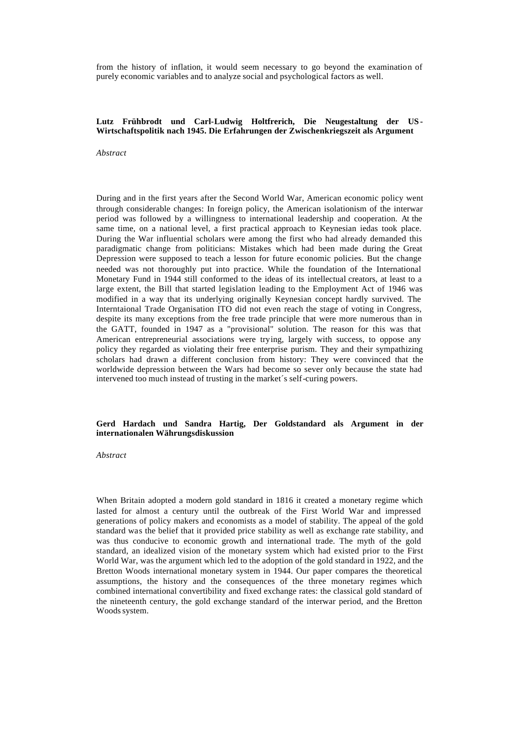from the history of inflation, it would seem necessary to go beyond the examination of purely economic variables and to analyze social and psychological factors as well.

### Lutz Frühbrodt und Carl-Ludwig Holtfrerich, Die Neugestaltung der US-Wirtschaftspolitik nach 1945. Die Erfahrungen der Zwischenkriegszeit als Argument

*Abstract*

During and in the first years after the Second World War, American economic policy went through considerable changes: In foreign policy, the American isolationism of the interwar period was followed by a willingness to international leadership and cooperation. At the same time, on a national level, a first practical approach to Keynesian iedas took place. During the War influential scholars were among the first who had already demanded this paradigmatic change from politicians: Mistakes which had been made during the Great Depression were supposed to teach a lesson for future economic policies. But the change needed was not thoroughly put into practice. While the foundation of the International Monetary Fund in 1944 still conformed to the ideas of its intellectual creators, at least to a large extent, the Bill that started legislation leading to the Employment Act of 1946 was modified in a way that its underlying originally Keynesian concept hardly survived. The Interntaional Trade Organisation ITO did not even reach the stage of voting in Congress, despite its many exceptions from the free trade principle that were more numerous than in the GATT, founded in 1947 as a "provisional" solution. The reason for this was that American entrepreneurial associations were trying, largely with success, to oppose any policy they regarded as violating their free enterprise purism. They and their sympathizing scholars had drawn a different conclusion from history: They were convinced that the worldwide depression between the Wars had become so sever only because the state had intervened too much instead of trusting in the market´s self-curing powers.

### Gerd Hardach und Sandra Hartig, Der Goldstandard als Argument in der internationalen Währungsdiskussion

*Abstract*

When Britain adopted a modern gold standard in 1816 it created a monetary regime which lasted for almost a century until the outbreak of the First World War and impressed generations of policy makers and economists as a model of stability. The appeal of the gold standard was the belief that it provided price stability as well as exchange rate stability, and was thus conducive to economic growth and international trade. The myth of the gold standard, an idealized vision of the monetary system which had existed prior to the First World War, was the argument which led to the adoption of the gold standard in 1922, and the Bretton Woods international monetary system in 1944. Our paper compares the theoretical assumptions, the history and the consequences of the three monetary regimes which combined international convertibility and fixed exchange rates: the classical gold standard of the nineteenth century, the gold exchange standard of the interwar period, and the Bretton Woods system.